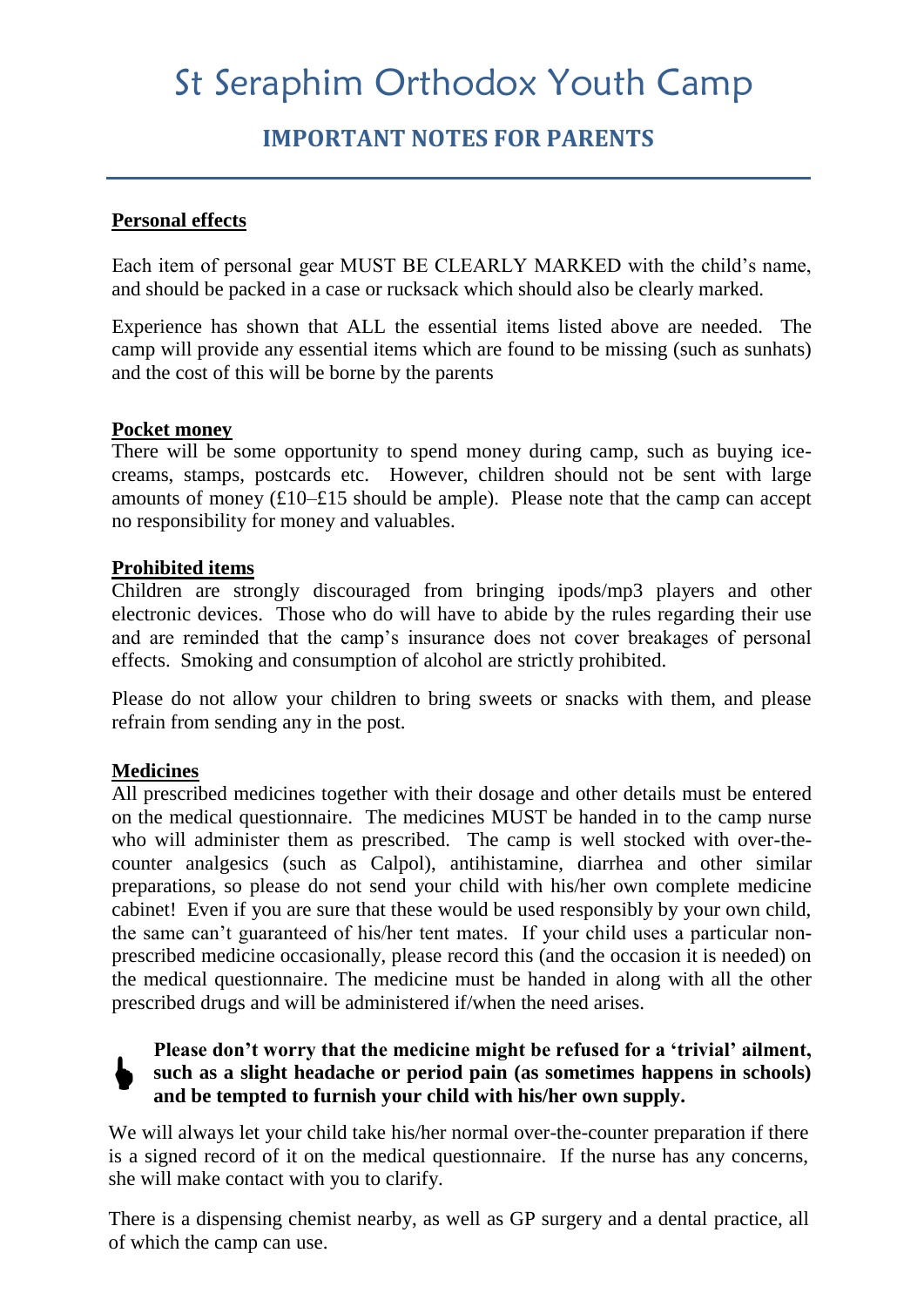# St Seraphim Orthodox Youth Camp

## IMPORTANT NOTES FOR PARENTS

---

### Personal effects

Each item of personal gear MUST BE CLEARLY MARKED with the child's name, and should be packed in a case or rucksack which should also be clearly marked.

Experience has shown that ALL the essential items listed above are needed. The camp will provide any essential items which are found to be missing (such as sunhats) and the cost of this will be borne by the parents

### Pocket money

There will be some opportunity to spend money during camp, such as buying ice-creams, stamps, postcards etc. However, children should not be sent with large amounts of money (£10–£15 should be ample). Please note that the camp can accept no responsibility for money and valuables.

### Prohibited items

Children are strongly discouraged from bringing ipods/mp3 players and other electronic devices. Those who do will have to abide by the rules regarding their use and are reminded that the camp's insurance does not cover breakages of personal effects. Smoking and consumption of alcohol are strictly prohibited.

Please do not allow your children to bring sweets or snacks with them, and please refrain from sending any in the post.

### Medicines

All prescribed medicines together with their dosage and other details must be entered on the medical questionnaire. The medicines MUST be handed in to the camp nurse who will administer them as prescribed. The camp is well stocked with over-the-counter analgesics (such as Calpol), antihistamine, diarrhea and other similar preparations, so please do not send your child with his/her own complete medicine cabinet! Even if you are sure that these would be used responsibly by your own child, the same can't guaranteed of his/her tent mates. If your child uses a particular non-prescribed medicine occasionally, please record this (and the occasion it is needed) on the medical questionnaire. The medicine must be handed in along with all the other prescribed drugs and will be administered if/when the need arises.

**Please don't worry that the medicine might be refused for a 'trivial' ailment, such as a slight headache or period pain (as sometimes happens in schools) and be tempted to furnish your child with his/her own supply.**

We will always let your child take his/her normal over-the-counter preparation if there is a signed record of it on the medical questionnaire. If the nurse has any concerns, she will make contact with you to clarify.

There is a dispensing chemist nearby, as well as GP surgery and a dental practice, all of which the camp can use.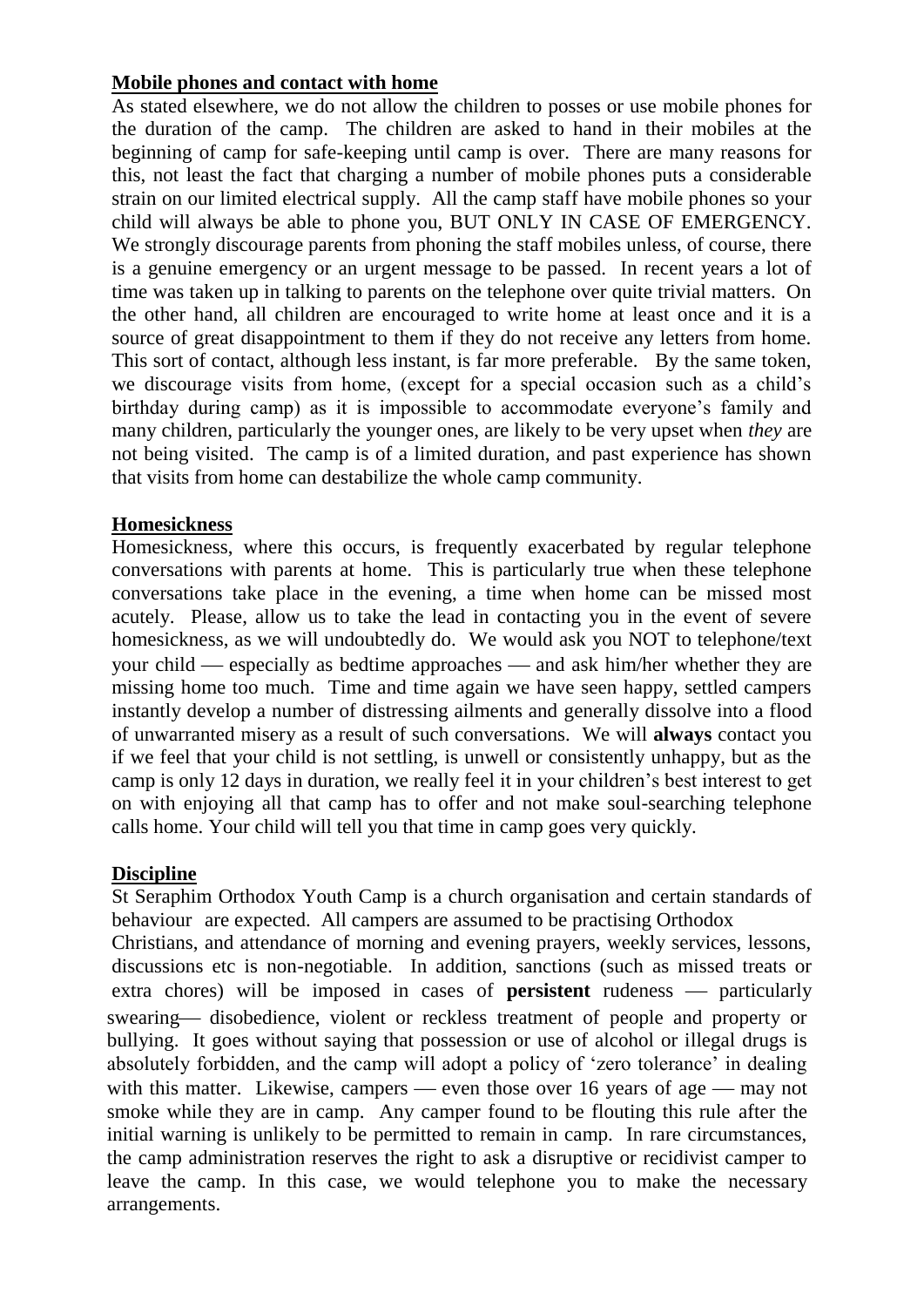**Mobile phones and contact with home**

As stated elsewhere, we do not allow the children to posses or use mobile phones for the duration of the camp. The children are asked to hand in their mobiles at the beginning of camp for safe-keeping until camp is over. There are many reasons for this, not least the fact that charging a number of mobile phones puts a considerable strain on our limited electrical supply. All the camp staff have mobile phones so your child will always be able to phone you, BUT ONLY IN CASE OF EMERGENCY. We strongly discourage parents from phoning the staff mobiles unless, of course, there is a genuine emergency or an urgent message to be passed. In recent years a lot of time was taken up in talking to parents on the telephone over quite trivial matters. On the other hand, all children are encouraged to write home at least once and it is a source of great disappointment to them if they do not receive any letters from home. This sort of contact, although less instant, is far more preferable. By the same token, we discourage visits from home, (except for a special occasion such as a child's birthday during camp) as it is impossible to accommodate everyone's family and many children, particularly the younger ones, are likely to be very upset when *they* are not being visited. The camp is of a limited duration, and past experience has shown that visits from home can destabilize the whole camp community.

**Homesickness**

Homesickness, where this occurs, is frequently exacerbated by regular telephone conversations with parents at home. This is particularly true when these telephone conversations take place in the evening, a time when home can be missed most acutely. Please, allow us to take the lead in contacting you in the event of severe homesickness, as we will undoubtedly do. We would ask you NOT to telephone/text your child — especially as bedtime approaches — and ask him/her whether they are missing home too much. Time and time again we have seen happy, settled campers instantly develop a number of distressing ailments and generally dissolve into a flood of unwarranted misery as a result of such conversations. We will **always** contact you if we feel that your child is not settling, is unwell or consistently unhappy, but as the camp is only 12 days in duration, we really feel it in your children's best interest to get on with enjoying all that camp has to offer and not make soul-searching telephone calls home. Your child will tell you that time in camp goes very quickly.

**Discipline**

St Seraphim Orthodox Youth Camp is a church organisation and certain standards of behaviour are expected. All campers are assumed to be practising Orthodox Christians, and attendance of morning and evening prayers, weekly services, lessons, discussions etc is non-negotiable. In addition, sanctions (such as missed treats or extra chores) will be imposed in cases of **persistent** rudeness — particularly swearing— disobedience, violent or reckless treatment of people and property or bullying. It goes without saying that possession or use of alcohol or illegal drugs is absolutely forbidden, and the camp will adopt a policy of 'zero tolerance' in dealing with this matter. Likewise, campers — even those over 16 years of age — may not smoke while they are in camp. Any camper found to be flouting this rule after the initial warning is unlikely to be permitted to remain in camp. In rare circumstances, the camp administration reserves the right to ask a disruptive or recidivist camper to leave the camp. In this case, we would telephone you to make the necessary arrangements.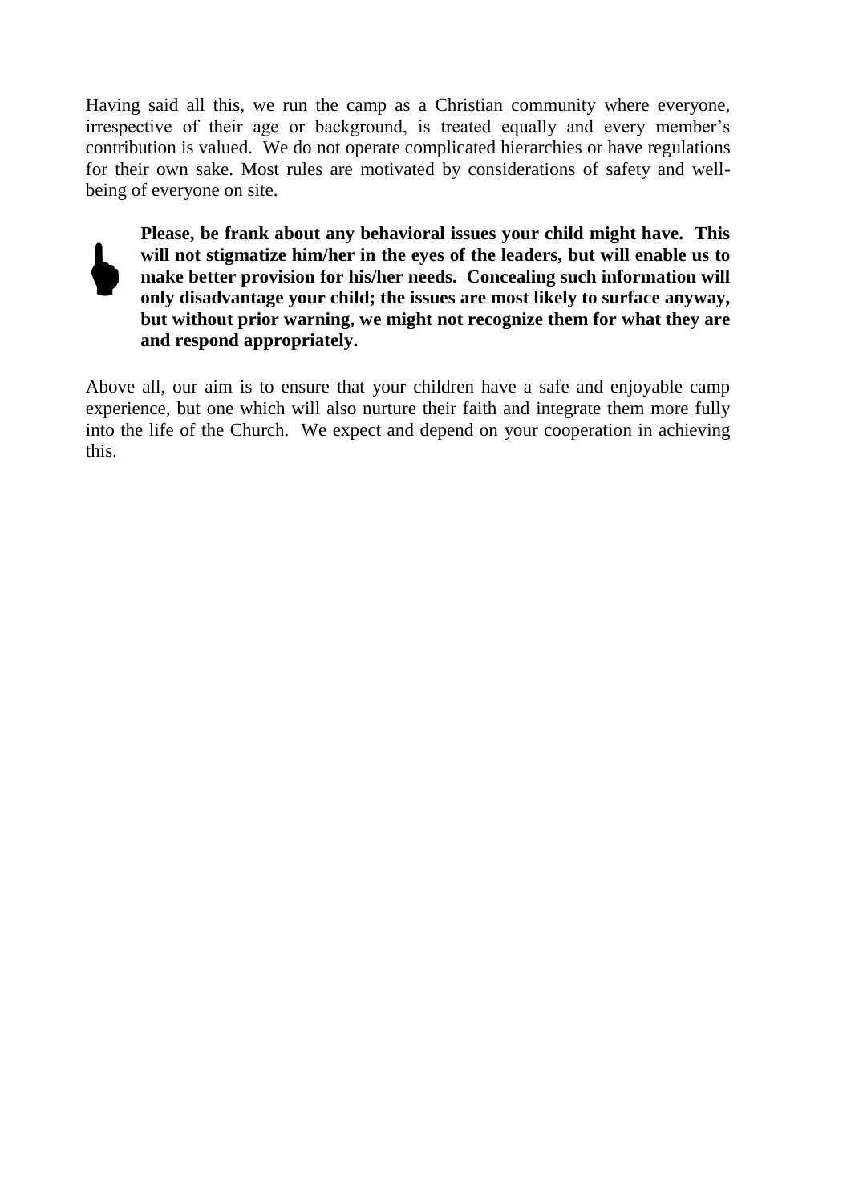Having said all this, we run the camp as a Christian community where everyone, irrespective of their age or background, is treated equally and every member's contribution is valued. We do not operate complicated hierarchies or have regulations for their own sake. Most rules are motivated by considerations of safety and well-being of everyone on site.

**Please, be frank about any behavioral issues your child might have. This will not stigmatize him/her in the eyes of the leaders, but will enable us to make better provision for his/her needs. Concealing such information will only disadvantage your child; the issues are most likely to surface anyway, but without prior warning, we might not recognize them for what they are and respond appropriately.**

Above all, our aim is to ensure that your children have a safe and enjoyable camp experience, but one which will also nurture their faith and integrate them more fully into the life of the Church. We expect and depend on your cooperation in achieving this.